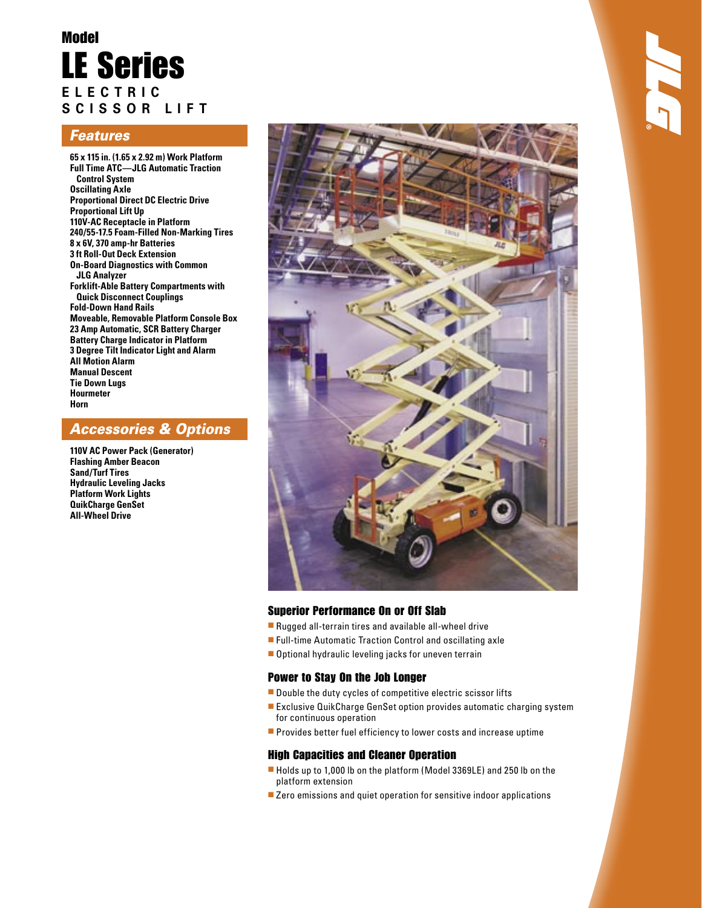Model

# LE Series

**ELECTRIC SCISSOR LIFT**

## Features

- 65 x 115 in. (1.65 x 2.92 m) Work Platform
- Full Time ATC—JLG Automatic Traction Control System
- Oscillating Axle
- Proportional Direct DC Electric Drive
- Proportional Lift Up
- 110V-AC Receptacle in Platform
- 240/55-17.5 Foam-Filled Non-Marking Tires
- 8 x 6V, 370 amp-hr Batteries
- 3 ft Roll-Out Deck Extension
- On-Board Diagnostics with Common JLG Analyzer
- Forklift-Able Battery Compartments with Quick Disconnect Couplings
- Fold-Down Hand Rails
- Moveable, Removable Platform Console Box
- 23 Amp Automatic, SCR Battery Charger
- Battery Charge Indicator in Platform
- 3 Degree Tilt Indicator Light and Alarm
- All Motion Alarm
- Manual Descent
- Tie Down Lugs
- Hourmeter
- Horn

## Accessories & Options

- 110V AC Power Pack (Generator)
- Flashing Amber Beacon
- Sand/Turf Tires
- Hydraulic Leveling Jacks
- Platform Work Lights
- QuikCharge GenSet
- All-Wheel Drive

### Superior Performance On or Off Slab

- Rugged all-terrain tires and available all-wheel drive
- Full-time Automatic Traction Control and oscillating axle
- Optional hydraulic leveling jacks for uneven terrain

### Power to Stay On the Job Longer

- Double the duty cycles of competitive electric scissor lifts
- Exclusive QuikCharge GenSet option provides automatic charging system for continuous operation
- Provides better fuel efficiency to lower costs and increase uptime

### High Capacities and Cleaner Operation

- Holds up to 1,000 lb on the platform (Model 3369LE) and 250 lb on the platform extension
- Zero emissions and quiet operation for sensitive indoor applications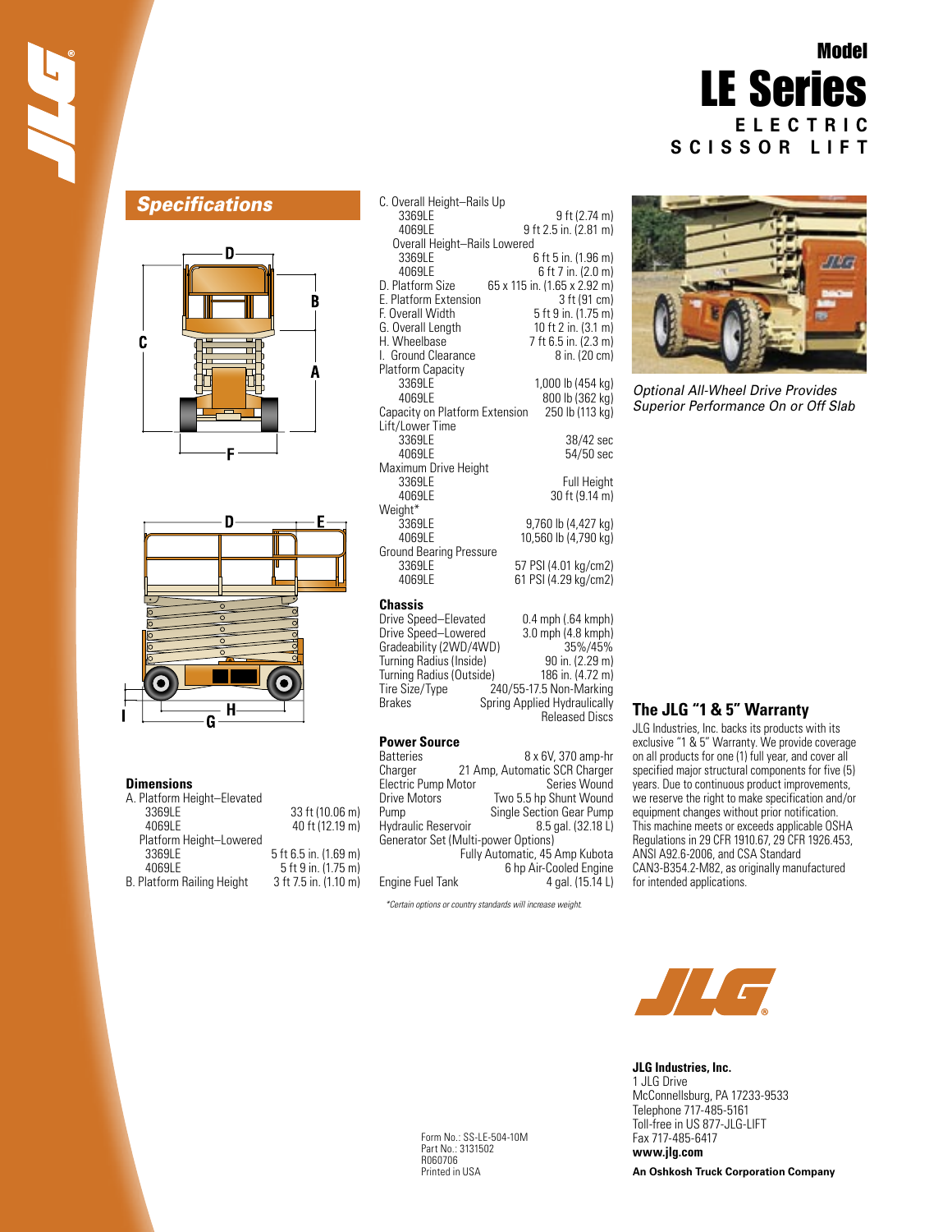# Model

# LE Series

## ELECTRIC SCISSOR LIFT

## Specifications

D
B
C
A
F

D
E
I
H
G

### Dimensions

| | |
|---|---|
| A. Platform Height–Elevated | |
| 3369LE | 33 ft (10.06 m) |
| 4069LE | 40 ft (12.19 m) |
| Platform Height–Lowered | |
| 3369LE | 5 ft 6.5 in. (1.69 m) |
| 4069LE | 5 ft 9 in. (1.75 m) |
| B. Platform Railing Height | 3 ft 7.5 in. (1.10 m) |
| C. Overall Height–Rails Up | |
| 3369LE | 9 ft (2.74 m) |
| 4069LE | 9 ft 2.5 in. (2.81 m) |
| Overall Height–Rails Lowered | |
| 3369LE | 6 ft 5 in. (1.96 m) |
| 4069LE | 6 ft 7 in. (2.0 m) |
| D. Platform Size | 65 x 115 in. (1.65 x 2.92 m) |
| E. Platform Extension | 3 ft (91 cm) |
| F. Overall Width | 5 ft 9 in. (1.75 m) |
| G. Overall Length | 10 ft 2 in. (3.1 m) |
| H. Wheelbase | 7 ft 6.5 in. (2.3 m) |
| I. Ground Clearance | 8 in. (20 cm) |
| Platform Capacity | |
| 3369LE | 1,000 lb (454 kg) |
| 4069LE | 800 lb (362 kg) |
| Capacity on Platform Extension | 250 lb (113 kg) |
| Lift/Lower Time | |
| 3369LE | 38/42 sec |
| 4069LE | 54/50 sec |
| Maximum Drive Height | |
| 3369LE | Full Height |
| 4069LE | 30 ft (9.14 m) |
| Weight* | |
| 3369LE | 9,760 lb (4,427 kg) |
| 4069LE | 10,560 lb (4,790 kg) |
| Ground Bearing Pressure | |
| 3369LE | 57 PSI (4.01 kg/cm2) |
| 4069LE | 61 PSI (4.29 kg/cm2) |

### Chassis

| | |
|---|---|
| Drive Speed–Elevated | 0.4 mph (.64 kmph) |
| Drive Speed–Lowered | 3.0 mph (4.8 kmph) |
| Gradeability (2WD/4WD) | 35%/45% |
| Turning Radius (Inside) | 90 in. (2.29 m) |
| Turning Radius (Outside) | 186 in. (4.72 m) |
| Tire Size/Type | 240/55-17.5 Non-Marking |
| Brakes | Spring Applied Hydraulically Released Discs |

### Power Source

| | |
|---|---|
| Batteries | 8 x 6V, 370 amp-hr |
| Charger | 21 Amp, Automatic SCR Charger |
| Electric Pump Motor | Series Wound |
| Drive Motors | Two 5.5 hp Shunt Wound |
| Pump | Single Section Gear Pump |
| Hydraulic Reservoir | 8.5 gal. (32.18 L) |
| Generator Set (Multi-power Options) | Fully Automatic, 45 Amp Kubota 6 hp Air-Cooled Engine |
| Engine Fuel Tank | 4 gal. (15.14 L) |

*Certain options or country standards will increase weight.*

*Optional All-Wheel Drive Provides Superior Performance On or Off Slab*

### The JLG "1 & 5" Warranty

JLG Industries, Inc. backs its products with its exclusive "1 & 5" Warranty. We provide coverage on all products for one (1) full year, and cover all specified major structural components for five (5) years. Due to continuous product improvements, we reserve the right to make specification and/or equipment changes without prior notification. This machine meets or exceeds applicable OSHA Regulations in 29 CFR 1910.67, 29 CFR 1926.453, ANSI A92.6-2006, and CSA Standard CAN3-B354.2-M82, as originally manufactured for intended applications.

Form No.: SS-LE-504-10M
Part No.: 3131502
R060706
Printed in USA

**JLG Industries, Inc.**
1 JLG Drive
McConnellsburg, PA 17233-9533
Telephone 717-485-5161
Toll-free in US 877-JLG-LIFT
Fax 717-485-6417
**www.jlg.com**

**An Oshkosh Truck Corporation Company**